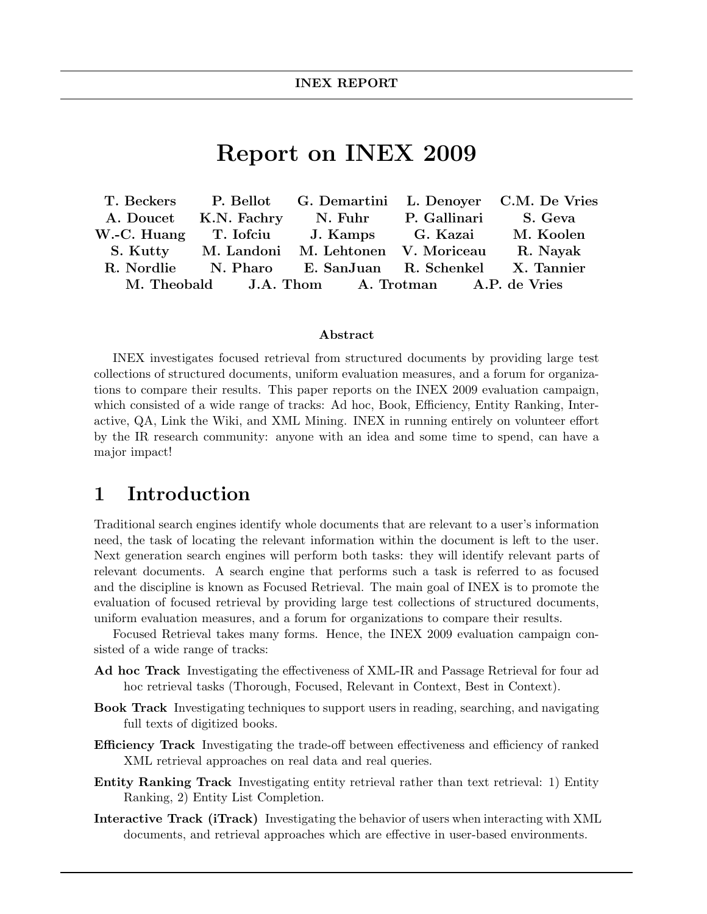# Report on INEX 2009

**T. Beckers, P. Bellot, G. Demartini, L. Denoyer, C.M. De Vries, A. Doucet, K.N. Fachry, N. Fuhr, P. Gallinari, S. Geva, W.-C. Huang, T. Iofciu, J. Kamps, G. Kazai, M. Koolen, S. Kutty, M. Landoni, M. Lehtonen, V. Moriceau, R. Nayak, R. Nordlie, N. Pharo, E. SanJuan, R. Schenkel, X. Tannier, M. Theobald, J.A. Thom, A. Trotman, A.P. de Vries**

### Abstract

INEX investigates focused retrieval from structured documents by providing large test collections of structured documents, uniform evaluation measures, and a forum for organizations to compare their results. This paper reports on the INEX 2009 evaluation campaign, which consisted of a wide range of tracks: Ad hoc, Book, Efficiency, Entity Ranking, Interactive, QA, Link the Wiki, and XML Mining. INEX in running entirely on volunteer effort by the IR research community: anyone with an idea and some time to spend, can have a major impact!

## 1 Introduction

Traditional search engines identify whole documents that are relevant to a user's information need, the task of locating the relevant information within the document is left to the user. Next generation search engines will perform both tasks: they will identify relevant parts of relevant documents. A search engine that performs such a task is referred to as focused and the discipline is known as Focused Retrieval. The main goal of INEX is to promote the evaluation of focused retrieval by providing large test collections of structured documents, uniform evaluation measures, and a forum for organizations to compare their results.

Focused Retrieval takes many forms. Hence, the INEX 2009 evaluation campaign consisted of a wide range of tracks:

- **Ad hoc Track** Investigating the effectiveness of XML-IR and Passage Retrieval for four ad hoc retrieval tasks (Thorough, Focused, Relevant in Context, Best in Context).
- **Book Track** Investigating techniques to support users in reading, searching, and navigating full texts of digitized books.
- **Efficiency Track** Investigating the trade-off between effectiveness and efficiency of ranked XML retrieval approaches on real data and real queries.
- **Entity Ranking Track** Investigating entity retrieval rather than text retrieval: 1) Entity Ranking, 2) Entity List Completion.
- **Interactive Track (iTrack)** Investigating the behavior of users when interacting with XML documents, and retrieval approaches which are effective in user-based environments.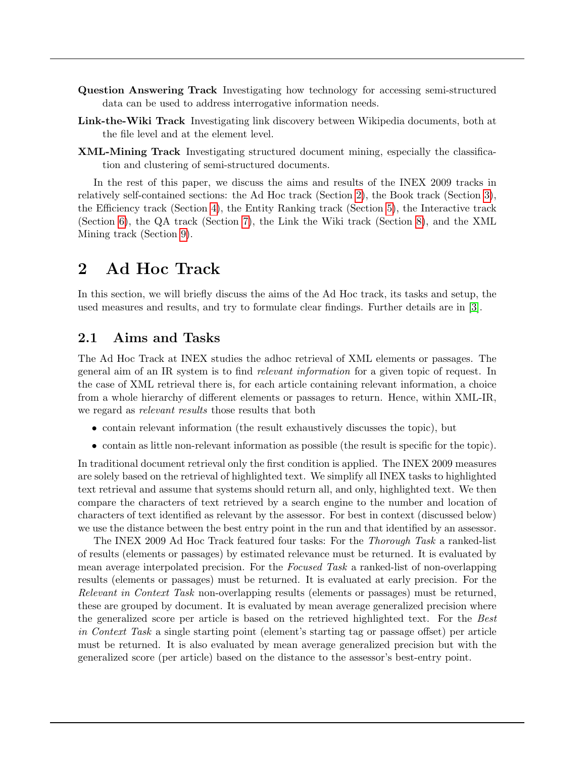**Question Answering Track** Investigating how technology for accessing semi-structured data can be used to address interrogative information needs.

**Link-the-Wiki Track** Investigating link discovery between Wikipedia documents, both at the file level and at the element level.

**XML-Mining Track** Investigating structured document mining, especially the classification and clustering of semi-structured documents.

In the rest of this paper, we discuss the aims and results of the INEX 2009 tracks in relatively self-contained sections: the Ad Hoc track (Section 2), the Book track (Section 3), the Efficiency track (Section 4), the Entity Ranking track (Section 5), the Interactive track (Section 6), the QA track (Section 7), the Link the Wiki track (Section 8), and the XML Mining track (Section 9).

# 2 Ad Hoc Track

In this section, we will briefly discuss the aims of the Ad Hoc track, its tasks and setup, the used measures and results, and try to formulate clear findings. Further details are in [3].

## 2.1 Aims and Tasks

The Ad Hoc Track at INEX studies the adhoc retrieval of XML elements or passages. The general aim of an IR system is to find *relevant information* for a given topic of request. In the case of XML retrieval there is, for each article containing relevant information, a choice from a whole hierarchy of different elements or passages to return. Hence, within XML-IR, we regard as *relevant results* those results that both

- contain relevant information (the result exhaustively discusses the topic), but
- contain as little non-relevant information as possible (the result is specific for the topic).

In traditional document retrieval only the first condition is applied. The INEX 2009 measures are solely based on the retrieval of highlighted text. We simplify all INEX tasks to highlighted text retrieval and assume that systems should return all, and only, highlighted text. We then compare the characters of text retrieved by a search engine to the number and location of characters of text identified as relevant by the assessor. For best in context (discussed below) we use the distance between the best entry point in the run and that identified by an assessor.

The INEX 2009 Ad Hoc Track featured four tasks: For the *Thorough Task* a ranked-list of results (elements or passages) by estimated relevance must be returned. It is evaluated by mean average interpolated precision. For the *Focused Task* a ranked-list of non-overlapping results (elements or passages) must be returned. It is evaluated at early precision. For the *Relevant in Context Task* non-overlapping results (elements or passages) must be returned, these are grouped by document. It is evaluated by mean average generalized precision where the generalized score per article is based on the retrieved highlighted text. For the *Best in Context Task* a single starting point (element's starting tag or passage offset) per article must be returned. It is also evaluated by mean average generalized precision but with the generalized score (per article) based on the distance to the assessor's best-entry point.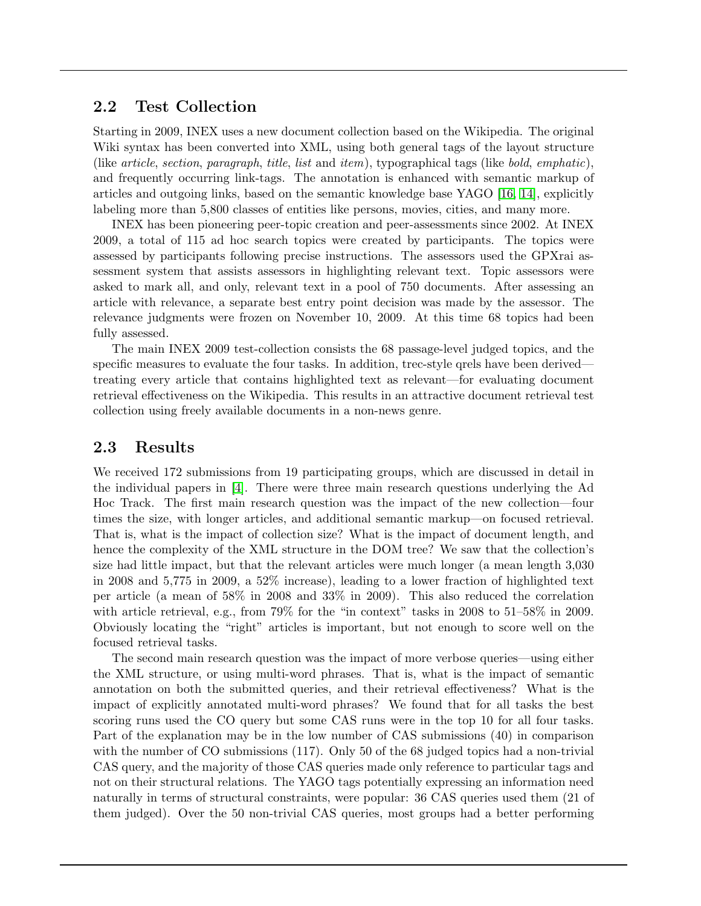## 2.2 Test Collection

Starting in 2009, INEX uses a new document collection based on the Wikipedia. The original Wiki syntax has been converted into XML, using both general tags of the layout structure (like *article*, *section*, *paragraph*, *title*, *list* and *item*), typographical tags (like *bold*, *emphatic*), and frequently occurring link-tags. The annotation is enhanced with semantic markup of articles and outgoing links, based on the semantic knowledge base YAGO [16, 14], explicitly labeling more than 5,800 classes of entities like persons, movies, cities, and many more.

INEX has been pioneering peer-topic creation and peer-assessments since 2002. At INEX 2009, a total of 115 ad hoc search topics were created by participants. The topics were assessed by participants following precise instructions. The assessors used the GPXrai assessment system that assists assessors in highlighting relevant text. Topic assessors were asked to mark all, and only, relevant text in a pool of 750 documents. After assessing an article with relevance, a separate best entry point decision was made by the assessor. The relevance judgments were frozen on November 10, 2009. At this time 68 topics had been fully assessed.

The main INEX 2009 test-collection consists the 68 passage-level judged topics, and the specific measures to evaluate the four tasks. In addition, trec-style qrels have been derived—treating every article that contains highlighted text as relevant—for evaluating document retrieval effectiveness on the Wikipedia. This results in an attractive document retrieval test collection using freely available documents in a non-news genre.

## 2.3 Results

We received 172 submissions from 19 participating groups, which are discussed in detail in the individual papers in [4]. There were three main research questions underlying the Ad Hoc Track. The first main research question was the impact of the new collection—four times the size, with longer articles, and additional semantic markup—on focused retrieval. That is, what is the impact of collection size? What is the impact of document length, and hence the complexity of the XML structure in the DOM tree? We saw that the collection's size had little impact, but that the relevant articles were much longer (a mean length 3,030 in 2008 and 5,775 in 2009, a 52% increase), leading to a lower fraction of highlighted text per article (a mean of 58% in 2008 and 33% in 2009). This also reduced the correlation with article retrieval, e.g., from 79% for the "in context" tasks in 2008 to 51–58% in 2009. Obviously locating the "right" articles is important, but not enough to score well on the focused retrieval tasks.

The second main research question was the impact of more verbose queries—using either the XML structure, or using multi-word phrases. That is, what is the impact of semantic annotation on both the submitted queries, and their retrieval effectiveness? What is the impact of explicitly annotated multi-word phrases? We found that for all tasks the best scoring runs used the CO query but some CAS runs were in the top 10 for all four tasks. Part of the explanation may be in the low number of CAS submissions (40) in comparison with the number of CO submissions (117). Only 50 of the 68 judged topics had a non-trivial CAS query, and the majority of those CAS queries made only reference to particular tags and not on their structural relations. The YAGO tags potentially expressing an information need naturally in terms of structural constraints, were popular: 36 CAS queries used them (21 of them judged). Over the 50 non-trivial CAS queries, most groups had a better performing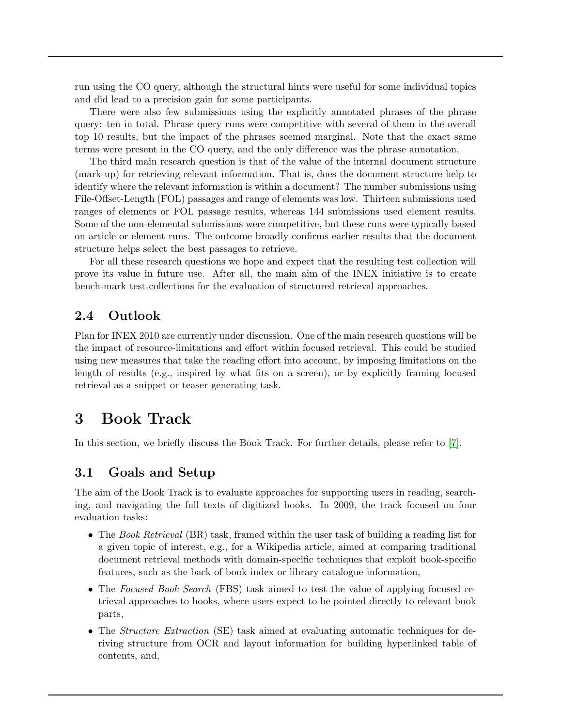run using the CO query, although the structural hints were useful for some individual topics and did lead to a precision gain for some participants.

There were also few submissions using the explicitly annotated phrases of the phrase query: ten in total. Phrase query runs were competitive with several of them in the overall top 10 results, but the impact of the phrases seemed marginal. Note that the exact same terms were present in the CO query, and the only difference was the phrase annotation.

The third main research question is that of the value of the internal document structure (mark-up) for retrieving relevant information. That is, does the document structure help to identify where the relevant information is within a document? The number submissions using File-Offset-Length (FOL) passages and range of elements was low. Thirteen submissions used ranges of elements or FOL passage results, whereas 144 submissions used element results. Some of the non-elemental submissions were competitive, but these runs were typically based on article or element runs. The outcome broadly confirms earlier results that the document structure helps select the best passages to retrieve.

For all these research questions we hope and expect that the resulting test collection will prove its value in future use. After all, the main aim of the INEX initiative is to create bench-mark test-collections for the evaluation of structured retrieval approaches.

## 2.4 Outlook

Plan for INEX 2010 are currently under discussion. One of the main research questions will be the impact of resource-limitations and effort within focused retrieval. This could be studied using new measures that take the reading effort into account, by imposing limitations on the length of results (e.g., inspired by what fits on a screen), or by explicitly framing focused retrieval as a snippet or teaser generating task.

# 3 Book Track

In this section, we briefly discuss the Book Track. For further details, please refer to [7].

## 3.1 Goals and Setup

The aim of the Book Track is to evaluate approaches for supporting users in reading, searching, and navigating the full texts of digitized books. In 2009, the track focused on four evaluation tasks:

- The *Book Retrieval* (BR) task, framed within the user task of building a reading list for a given topic of interest, e.g., for a Wikipedia article, aimed at comparing traditional document retrieval methods with domain-specific techniques that exploit book-specific features, such as the back of book index or library catalogue information,
- The *Focused Book Search* (FBS) task aimed to test the value of applying focused retrieval approaches to books, where users expect to be pointed directly to relevant book parts,
- The *Structure Extraction* (SE) task aimed at evaluating automatic techniques for deriving structure from OCR and layout information for building hyperlinked table of contents, and,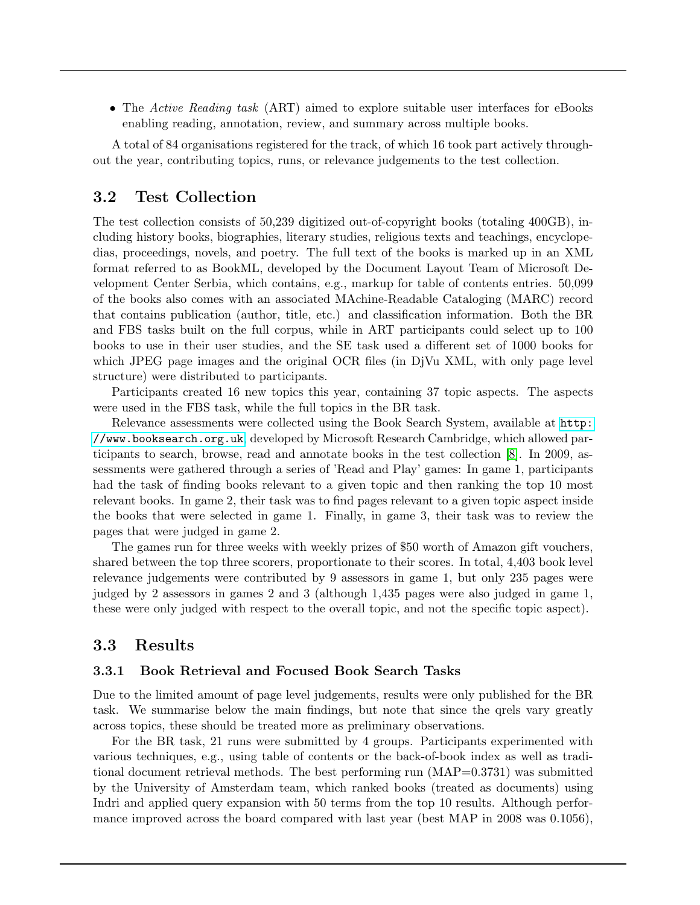- The *Active Reading task* (ART) aimed to explore suitable user interfaces for eBooks enabling reading, annotation, review, and summary across multiple books.

A total of 84 organisations registered for the track, of which 16 took part actively throughout the year, contributing topics, runs, or relevance judgements to the test collection.

## 3.2 Test Collection

The test collection consists of 50,239 digitized out-of-copyright books (totaling 400GB), including history books, biographies, literary studies, religious texts and teachings, encyclopedias, proceedings, novels, and poetry. The full text of the books is marked up in an XML format referred to as BookML, developed by the Document Layout Team of Microsoft Development Center Serbia, which contains, e.g., markup for table of contents entries. 50,099 of the books also comes with an associated MAchine-Readable Cataloging (MARC) record that contains publication (author, title, etc.) and classification information. Both the BR and FBS tasks built on the full corpus, while in ART participants could select up to 100 books to use in their user studies, and the SE task used a different set of 1000 books for which JPEG page images and the original OCR files (in DjVu XML, with only page level structure) were distributed to participants.

Participants created 16 new topics this year, containing 37 topic aspects. The aspects were used in the FBS task, while the full topics in the BR task.

Relevance assessments were collected using the Book Search System, available at `http://www.booksearch.org.uk`, developed by Microsoft Research Cambridge, which allowed participants to search, browse, read and annotate books in the test collection [8]. In 2009, assessments were gathered through a series of 'Read and Play' games: In game 1, participants had the task of finding books relevant to a given topic and then ranking the top 10 most relevant books. In game 2, their task was to find pages relevant to a given topic aspect inside the books that were selected in game 1. Finally, in game 3, their task was to review the pages that were judged in game 2.

The games run for three weeks with weekly prizes of $50 worth of Amazon gift vouchers, shared between the top three scorers, proportionate to their scores. In total, 4,403 book level relevance judgements were contributed by 9 assessors in game 1, but only 235 pages were judged by 2 assessors in games 2 and 3 (although 1,435 pages were also judged in game 1, these were only judged with respect to the overall topic, and not the specific topic aspect).

## 3.3 Results

### 3.3.1 Book Retrieval and Focused Book Search Tasks

Due to the limited amount of page level judgements, results were only published for the BR task. We summarise below the main findings, but note that since the qrels vary greatly across topics, these should be treated more as preliminary observations.

For the BR task, 21 runs were submitted by 4 groups. Participants experimented with various techniques, e.g., using table of contents or the back-of-book index as well as traditional document retrieval methods. The best performing run (MAP=0.3731) was submitted by the University of Amsterdam team, which ranked books (treated as documents) using Indri and applied query expansion with 50 terms from the top 10 results. Although performance improved across the board compared with last year (best MAP in 2008 was 0.1056),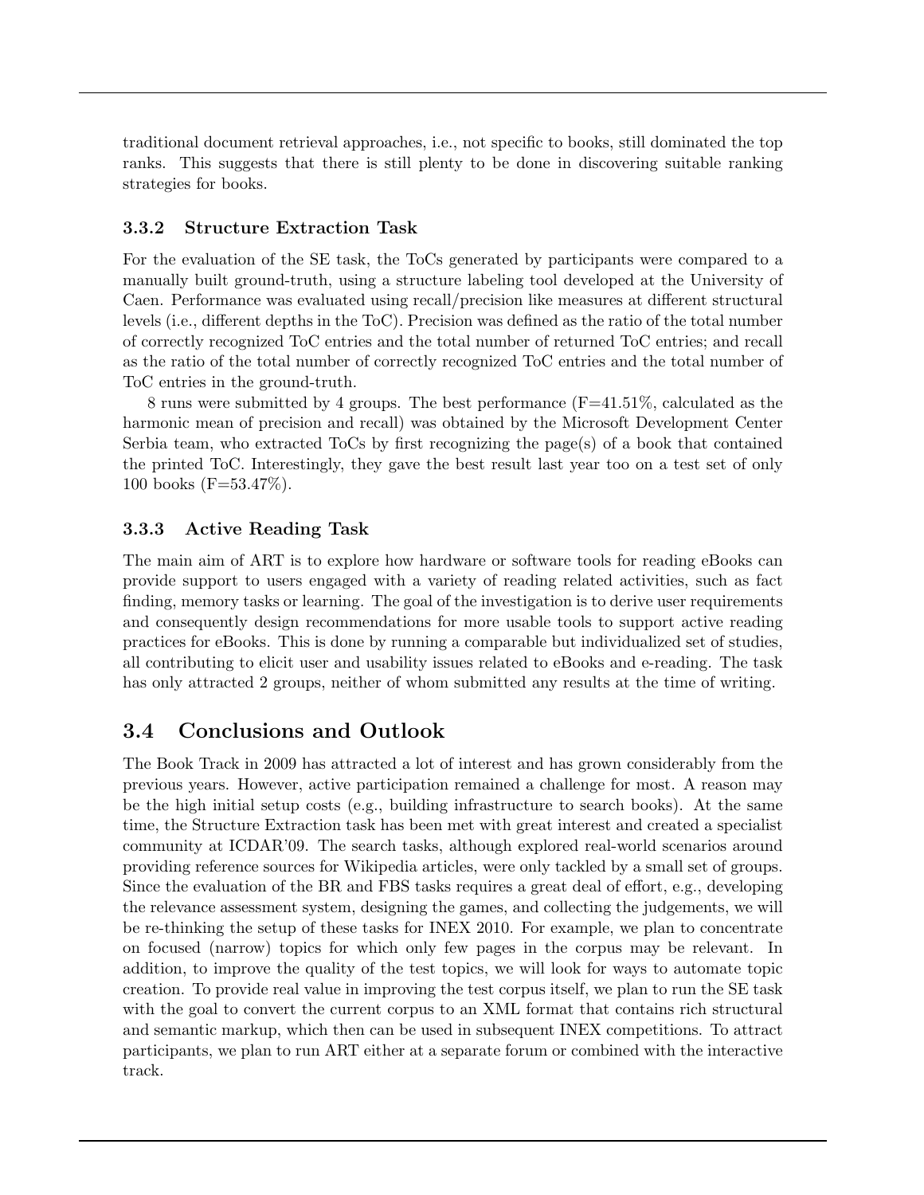traditional document retrieval approaches, i.e., not specific to books, still dominated the top ranks. This suggests that there is still plenty to be done in discovering suitable ranking strategies for books.

### 3.3.2 Structure Extraction Task

For the evaluation of the SE task, the ToCs generated by participants were compared to a manually built ground-truth, using a structure labeling tool developed at the University of Caen. Performance was evaluated using recall/precision like measures at different structural levels (i.e., different depths in the ToC). Precision was defined as the ratio of the total number of correctly recognized ToC entries and the total number of returned ToC entries; and recall as the ratio of the total number of correctly recognized ToC entries and the total number of ToC entries in the ground-truth.

8 runs were submitted by 4 groups. The best performance (F=41.51%, calculated as the harmonic mean of precision and recall) was obtained by the Microsoft Development Center Serbia team, who extracted ToCs by first recognizing the page(s) of a book that contained the printed ToC. Interestingly, they gave the best result last year too on a test set of only 100 books (F=53.47%).

### 3.3.3 Active Reading Task

The main aim of ART is to explore how hardware or software tools for reading eBooks can provide support to users engaged with a variety of reading related activities, such as fact finding, memory tasks or learning. The goal of the investigation is to derive user requirements and consequently design recommendations for more usable tools to support active reading practices for eBooks. This is done by running a comparable but individualized set of studies, all contributing to elicit user and usability issues related to eBooks and e-reading. The task has only attracted 2 groups, neither of whom submitted any results at the time of writing.

## 3.4 Conclusions and Outlook

The Book Track in 2009 has attracted a lot of interest and has grown considerably from the previous years. However, active participation remained a challenge for most. A reason may be the high initial setup costs (e.g., building infrastructure to search books). At the same time, the Structure Extraction task has been met with great interest and created a specialist community at ICDAR'09. The search tasks, although explored real-world scenarios around providing reference sources for Wikipedia articles, were only tackled by a small set of groups. Since the evaluation of the BR and FBS tasks requires a great deal of effort, e.g., developing the relevance assessment system, designing the games, and collecting the judgements, we will be re-thinking the setup of these tasks for INEX 2010. For example, we plan to concentrate on focused (narrow) topics for which only few pages in the corpus may be relevant. In addition, to improve the quality of the test topics, we will look for ways to automate topic creation. To provide real value in improving the test corpus itself, we plan to run the SE task with the goal to convert the current corpus to an XML format that contains rich structural and semantic markup, which then can be used in subsequent INEX competitions. To attract participants, we plan to run ART either at a separate forum or combined with the interactive track.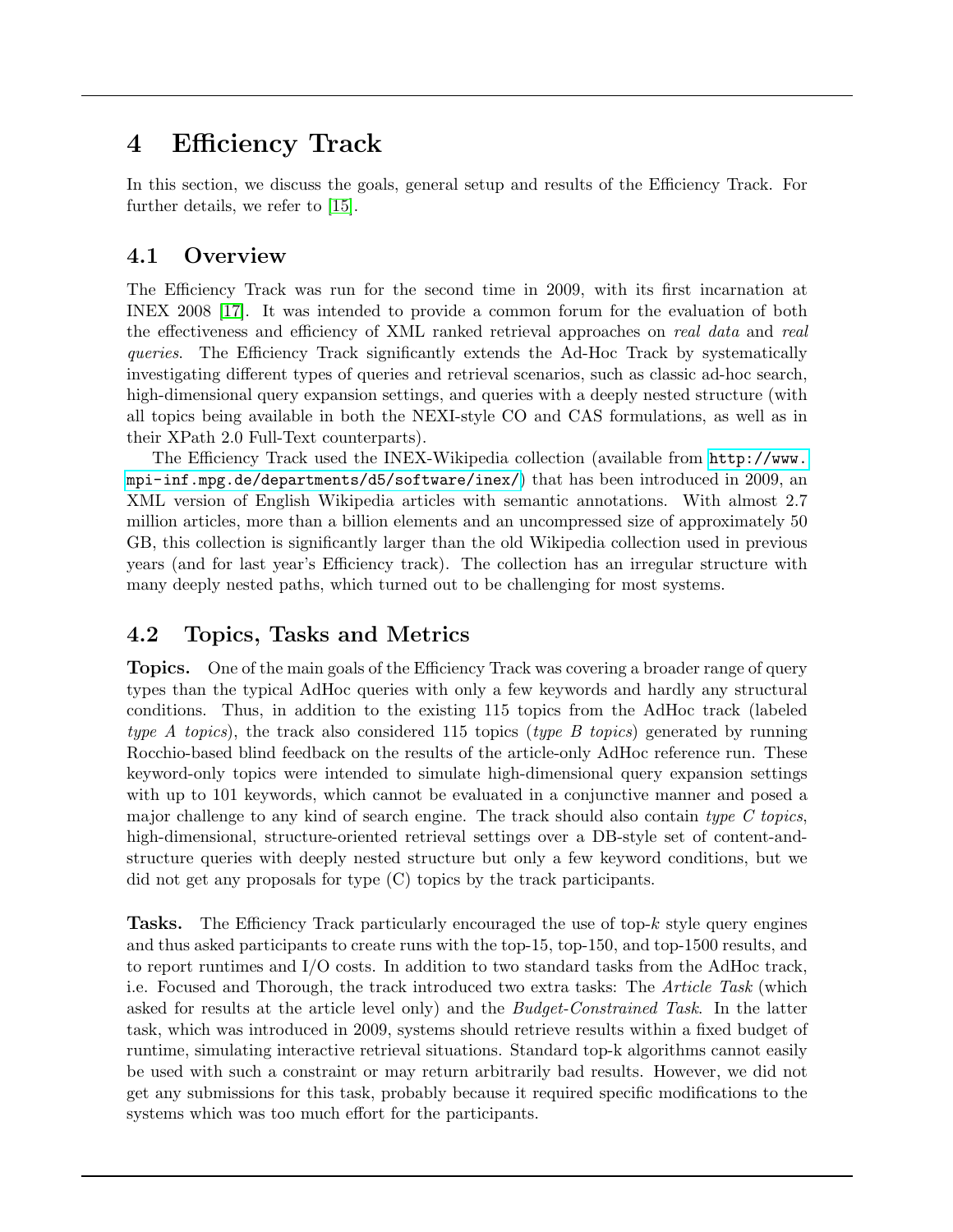# 4 Efficiency Track

In this section, we discuss the goals, general setup and results of the Efficiency Track. For further details, we refer to [15].

## 4.1 Overview

The Efficiency Track was run for the second time in 2009, with its first incarnation at INEX 2008 [17]. It was intended to provide a common forum for the evaluation of both the effectiveness and efficiency of XML ranked retrieval approaches on *real data* and *real queries*. The Efficiency Track significantly extends the Ad-Hoc Track by systematically investigating different types of queries and retrieval scenarios, such as classic ad-hoc search, high-dimensional query expansion settings, and queries with a deeply nested structure (with all topics being available in both the NEXI-style CO and CAS formulations, as well as in their XPath 2.0 Full-Text counterparts).

The Efficiency Track used the INEX-Wikipedia collection (available from http://www.mpi-inf.mpg.de/departments/d5/software/inex/) that has been introduced in 2009, an XML version of English Wikipedia articles with semantic annotations. With almost 2.7 million articles, more than a billion elements and an uncompressed size of approximately 50 GB, this collection is significantly larger than the old Wikipedia collection used in previous years (and for last year's Efficiency track). The collection has an irregular structure with many deeply nested paths, which turned out to be challenging for most systems.

## 4.2 Topics, Tasks and Metrics

**Topics.** One of the main goals of the Efficiency Track was covering a broader range of query types than the typical AdHoc queries with only a few keywords and hardly any structural conditions. Thus, in addition to the existing 115 topics from the AdHoc track (labeled *type A topics*), the track also considered 115 topics (*type B topics*) generated by running Rocchio-based blind feedback on the results of the article-only AdHoc reference run. These keyword-only topics were intended to simulate high-dimensional query expansion settings with up to 101 keywords, which cannot be evaluated in a conjunctive manner and posed a major challenge to any kind of search engine. The track should also contain *type C topics*, high-dimensional, structure-oriented retrieval settings over a DB-style set of content-and-structure queries with deeply nested structure but only a few keyword conditions, but we did not get any proposals for type (C) topics by the track participants.

**Tasks.** The Efficiency Track particularly encouraged the use of top-$k$ style query engines and thus asked participants to create runs with the top-15, top-150, and top-1500 results, and to report runtimes and I/O costs. In addition to two standard tasks from the AdHoc track, i.e. Focused and Thorough, the track introduced two extra tasks: The *Article Task* (which asked for results at the article level only) and the *Budget-Constrained Task*. In the latter task, which was introduced in 2009, systems should retrieve results within a fixed budget of runtime, simulating interactive retrieval situations. Standard top-k algorithms cannot easily be used with such a constraint or may return arbitrarily bad results. However, we did not get any submissions for this task, probably because it required specific modifications to the systems which was too much effort for the participants.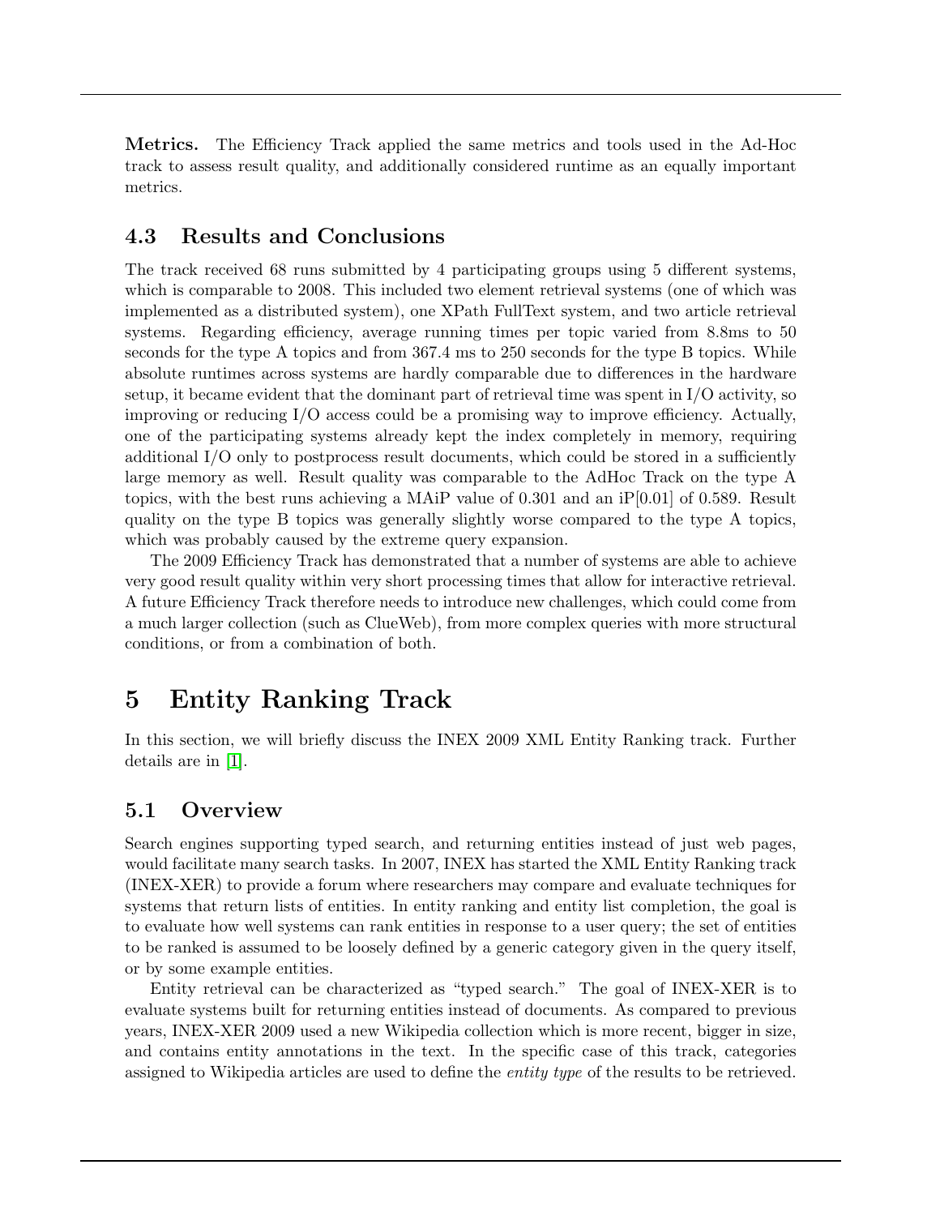**Metrics.** The Efficiency Track applied the same metrics and tools used in the Ad-Hoc track to assess result quality, and additionally considered runtime as an equally important metrics.

### 4.3 Results and Conclusions

The track received 68 runs submitted by 4 participating groups using 5 different systems, which is comparable to 2008. This included two element retrieval systems (one of which was implemented as a distributed system), one XPath FullText system, and two article retrieval systems. Regarding efficiency, average running times per topic varied from 8.8ms to 50 seconds for the type A topics and from 367.4 ms to 250 seconds for the type B topics. While absolute runtimes across systems are hardly comparable due to differences in the hardware setup, it became evident that the dominant part of retrieval time was spent in I/O activity, so improving or reducing I/O access could be a promising way to improve efficiency. Actually, one of the participating systems already kept the index completely in memory, requiring additional I/O only to postprocess result documents, which could be stored in a sufficiently large memory as well. Result quality was comparable to the AdHoc Track on the type A topics, with the best runs achieving a MAiP value of 0.301 and an iP[0.01] of 0.589. Result quality on the type B topics was generally slightly worse compared to the type A topics, which was probably caused by the extreme query expansion.

The 2009 Efficiency Track has demonstrated that a number of systems are able to achieve very good result quality within very short processing times that allow for interactive retrieval. A future Efficiency Track therefore needs to introduce new challenges, which could come from a much larger collection (such as ClueWeb), from more complex queries with more structural conditions, or from a combination of both.

## 5 Entity Ranking Track

In this section, we will briefly discuss the INEX 2009 XML Entity Ranking track. Further details are in [1].

### 5.1 Overview

Search engines supporting typed search, and returning entities instead of just web pages, would facilitate many search tasks. In 2007, INEX has started the XML Entity Ranking track (INEX-XER) to provide a forum where researchers may compare and evaluate techniques for systems that return lists of entities. In entity ranking and entity list completion, the goal is to evaluate how well systems can rank entities in response to a user query; the set of entities to be ranked is assumed to be loosely defined by a generic category given in the query itself, or by some example entities.

Entity retrieval can be characterized as "typed search." The goal of INEX-XER is to evaluate systems built for returning entities instead of documents. As compared to previous years, INEX-XER 2009 used a new Wikipedia collection which is more recent, bigger in size, and contains entity annotations in the text. In the specific case of this track, categories assigned to Wikipedia articles are used to define the *entity type* of the results to be retrieved.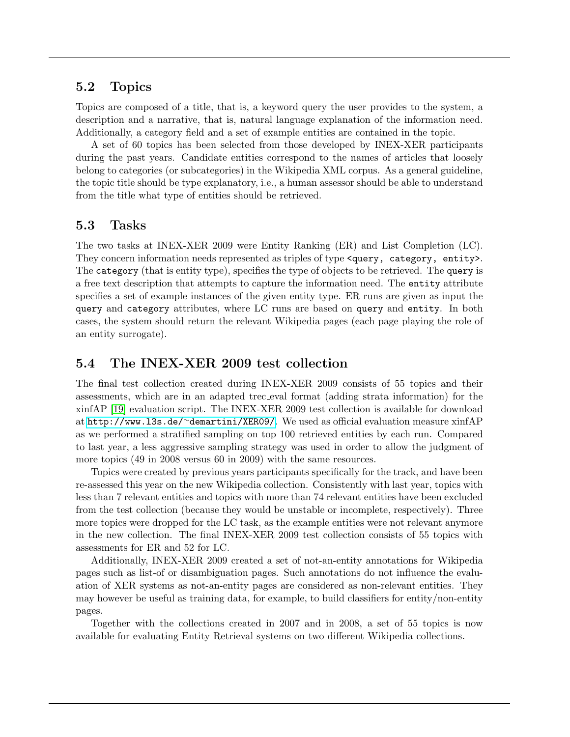## 5.2 Topics

Topics are composed of a title, that is, a keyword query the user provides to the system, a description and a narrative, that is, natural language explanation of the information need. Additionally, a category field and a set of example entities are contained in the topic.

A set of 60 topics has been selected from those developed by INEX-XER participants during the past years. Candidate entities correspond to the names of articles that loosely belong to categories (or subcategories) in the Wikipedia XML corpus. As a general guideline, the topic title should be type explanatory, i.e., a human assessor should be able to understand from the title what type of entities should be retrieved.

## 5.3 Tasks

The two tasks at INEX-XER 2009 were Entity Ranking (ER) and List Completion (LC). They concern information needs represented as triples of type `<query, category, entity>`. The `category` (that is entity type), specifies the type of objects to be retrieved. The `query` is a free text description that attempts to capture the information need. The `entity` attribute specifies a set of example instances of the given entity type. ER runs are given as input the `query` and `category` attributes, where LC runs are based on `query` and `entity`. In both cases, the system should return the relevant Wikipedia pages (each page playing the role of an entity surrogate).

## 5.4 The INEX-XER 2009 test collection

The final test collection created during INEX-XER 2009 consists of 55 topics and their assessments, which are in an adapted trec_eval format (adding strata information) for the xinfAP [19] evaluation script. The INEX-XER 2009 test collection is available for download at http://www.l3s.de/~demartini/XER09/. We used as official evaluation measure xinfAP as we performed a stratified sampling on top 100 retrieved entities by each run. Compared to last year, a less aggressive sampling strategy was used in order to allow the judgment of more topics (49 in 2008 versus 60 in 2009) with the same resources.

Topics were created by previous years participants specifically for the track, and have been re-assessed this year on the new Wikipedia collection. Consistently with last year, topics with less than 7 relevant entities and topics with more than 74 relevant entities have been excluded from the test collection (because they would be unstable or incomplete, respectively). Three more topics were dropped for the LC task, as the example entities were not relevant anymore in the new collection. The final INEX-XER 2009 test collection consists of 55 topics with assessments for ER and 52 for LC.

Additionally, INEX-XER 2009 created a set of not-an-entity annotations for Wikipedia pages such as list-of or disambiguation pages. Such annotations do not influence the evaluation of XER systems as not-an-entity pages are considered as non-relevant entities. They may however be useful as training data, for example, to build classifiers for entity/non-entity pages.

Together with the collections created in 2007 and in 2008, a set of 55 topics is now available for evaluating Entity Retrieval systems on two different Wikipedia collections.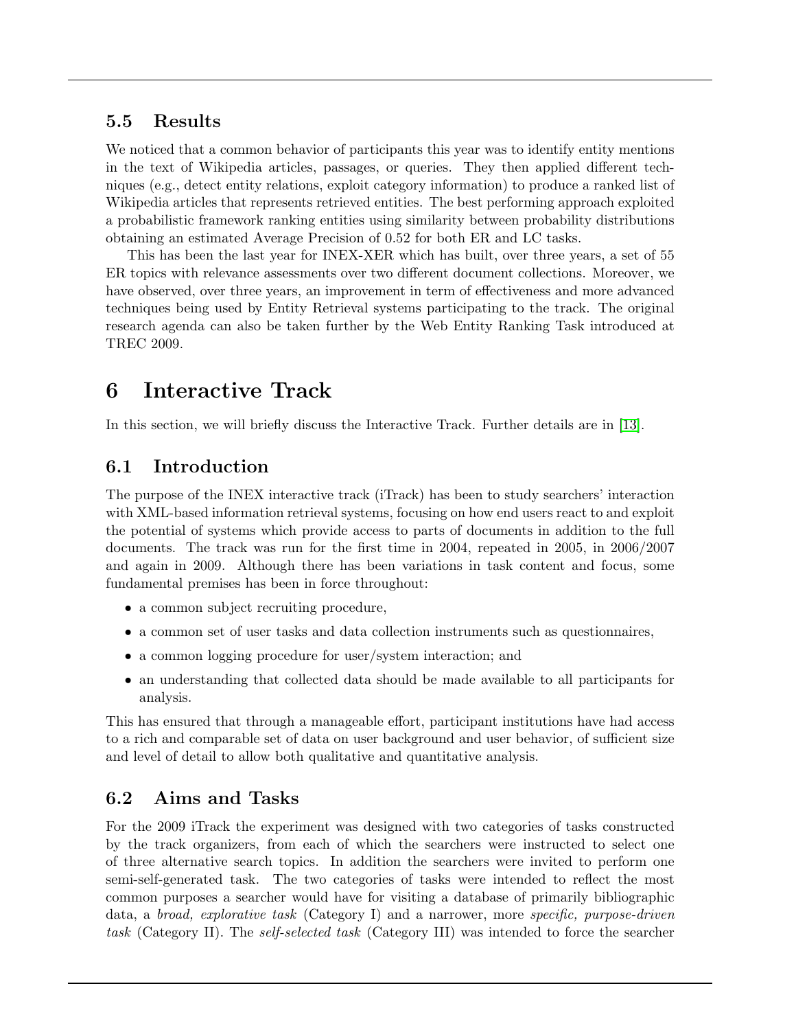## 5.5 Results

We noticed that a common behavior of participants this year was to identify entity mentions in the text of Wikipedia articles, passages, or queries. They then applied different techniques (e.g., detect entity relations, exploit category information) to produce a ranked list of Wikipedia articles that represents retrieved entities. The best performing approach exploited a probabilistic framework ranking entities using similarity between probability distributions obtaining an estimated Average Precision of 0.52 for both ER and LC tasks.

This has been the last year for INEX-XER which has built, over three years, a set of 55 ER topics with relevance assessments over two different document collections. Moreover, we have observed, over three years, an improvement in term of effectiveness and more advanced techniques being used by Entity Retrieval systems participating to the track. The original research agenda can also be taken further by the Web Entity Ranking Task introduced at TREC 2009.

# 6 Interactive Track

In this section, we will briefly discuss the Interactive Track. Further details are in [13].

## 6.1 Introduction

The purpose of the INEX interactive track (iTrack) has been to study searchers' interaction with XML-based information retrieval systems, focusing on how end users react to and exploit the potential of systems which provide access to parts of documents in addition to the full documents. The track was run for the first time in 2004, repeated in 2005, in 2006/2007 and again in 2009. Although there has been variations in task content and focus, some fundamental premises has been in force throughout:

- a common subject recruiting procedure,
- a common set of user tasks and data collection instruments such as questionnaires,
- a common logging procedure for user/system interaction; and
- an understanding that collected data should be made available to all participants for analysis.

This has ensured that through a manageable effort, participant institutions have had access to a rich and comparable set of data on user background and user behavior, of sufficient size and level of detail to allow both qualitative and quantitative analysis.

## 6.2 Aims and Tasks

For the 2009 iTrack the experiment was designed with two categories of tasks constructed by the track organizers, from each of which the searchers were instructed to select one of three alternative search topics. In addition the searchers were invited to perform one semi-self-generated task. The two categories of tasks were intended to reflect the most common purposes a searcher would have for visiting a database of primarily bibliographic data, a *broad, explorative task* (Category I) and a narrower, more *specific, purpose-driven task* (Category II). The *self-selected task* (Category III) was intended to force the searcher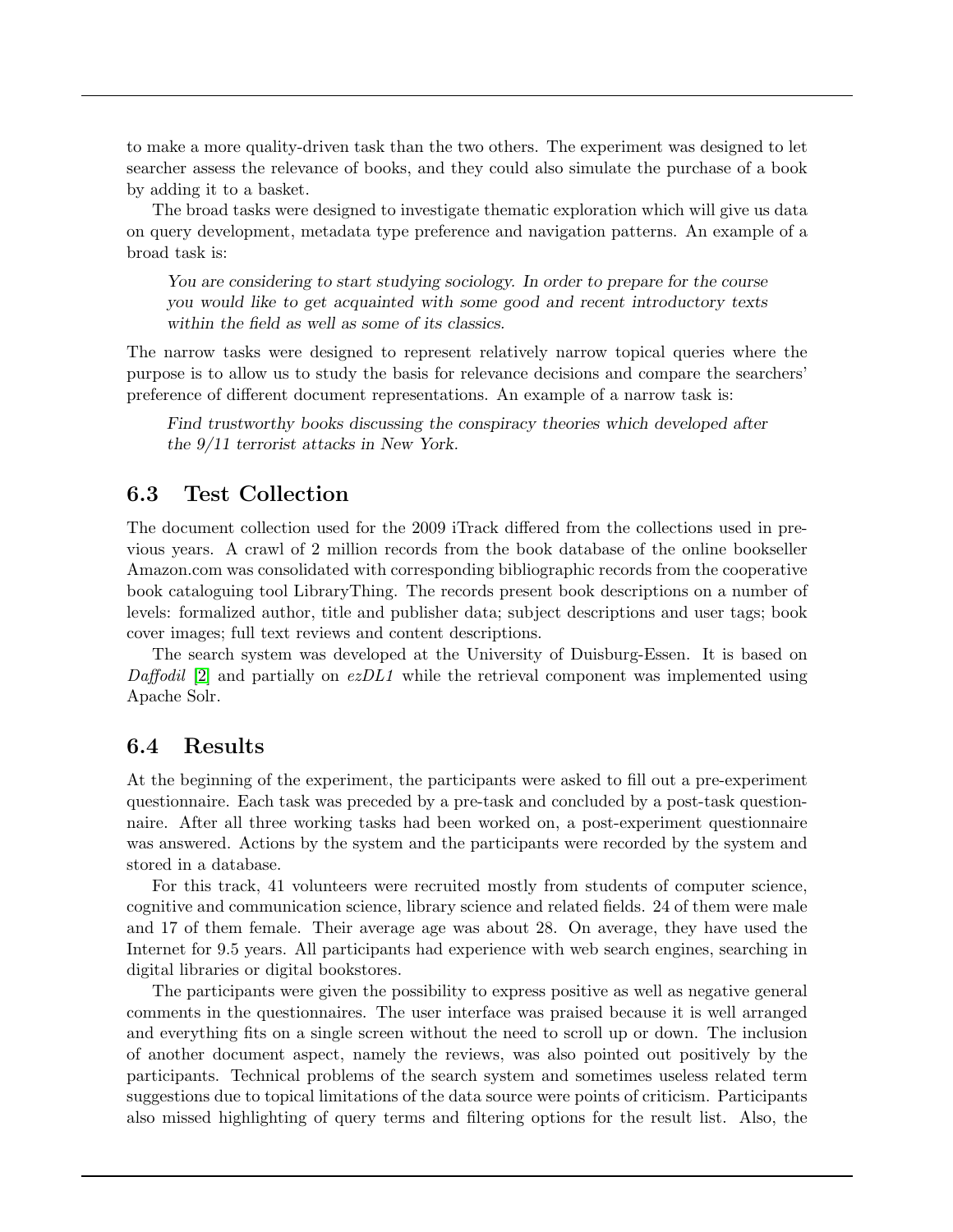to make a more quality-driven task than the two others. The experiment was designed to let searcher assess the relevance of books, and they could also simulate the purchase of a book by adding it to a basket.

The broad tasks were designed to investigate thematic exploration which will give us data on query development, metadata type preference and navigation patterns. An example of a broad task is:

> *You are considering to start studying sociology. In order to prepare for the course you would like to get acquainted with some good and recent introductory texts within the field as well as some of its classics.*

The narrow tasks were designed to represent relatively narrow topical queries where the purpose is to allow us to study the basis for relevance decisions and compare the searchers' preference of different document representations. An example of a narrow task is:

> *Find trustworthy books discussing the conspiracy theories which developed after the 9/11 terrorist attacks in New York.*

## 6.3 Test Collection

The document collection used for the 2009 iTrack differed from the collections used in previous years. A crawl of 2 million records from the book database of the online bookseller Amazon.com was consolidated with corresponding bibliographic records from the cooperative book cataloguing tool LibraryThing. The records present book descriptions on a number of levels: formalized author, title and publisher data; subject descriptions and user tags; book cover images; full text reviews and content descriptions.

The search system was developed at the University of Duisburg-Essen. It is based on *Daffodil* [2] and partially on *ezDL1* while the retrieval component was implemented using Apache Solr.

## 6.4 Results

At the beginning of the experiment, the participants were asked to fill out a pre-experiment questionnaire. Each task was preceded by a pre-task and concluded by a post-task questionnaire. After all three working tasks had been worked on, a post-experiment questionnaire was answered. Actions by the system and the participants were recorded by the system and stored in a database.

For this track, 41 volunteers were recruited mostly from students of computer science, cognitive and communication science, library science and related fields. 24 of them were male and 17 of them female. Their average age was about 28. On average, they have used the Internet for 9.5 years. All participants had experience with web search engines, searching in digital libraries or digital bookstores.

The participants were given the possibility to express positive as well as negative general comments in the questionnaires. The user interface was praised because it is well arranged and everything fits on a single screen without the need to scroll up or down. The inclusion of another document aspect, namely the reviews, was also pointed out positively by the participants. Technical problems of the search system and sometimes useless related term suggestions due to topical limitations of the data source were points of criticism. Participants also missed highlighting of query terms and filtering options for the result list. Also, the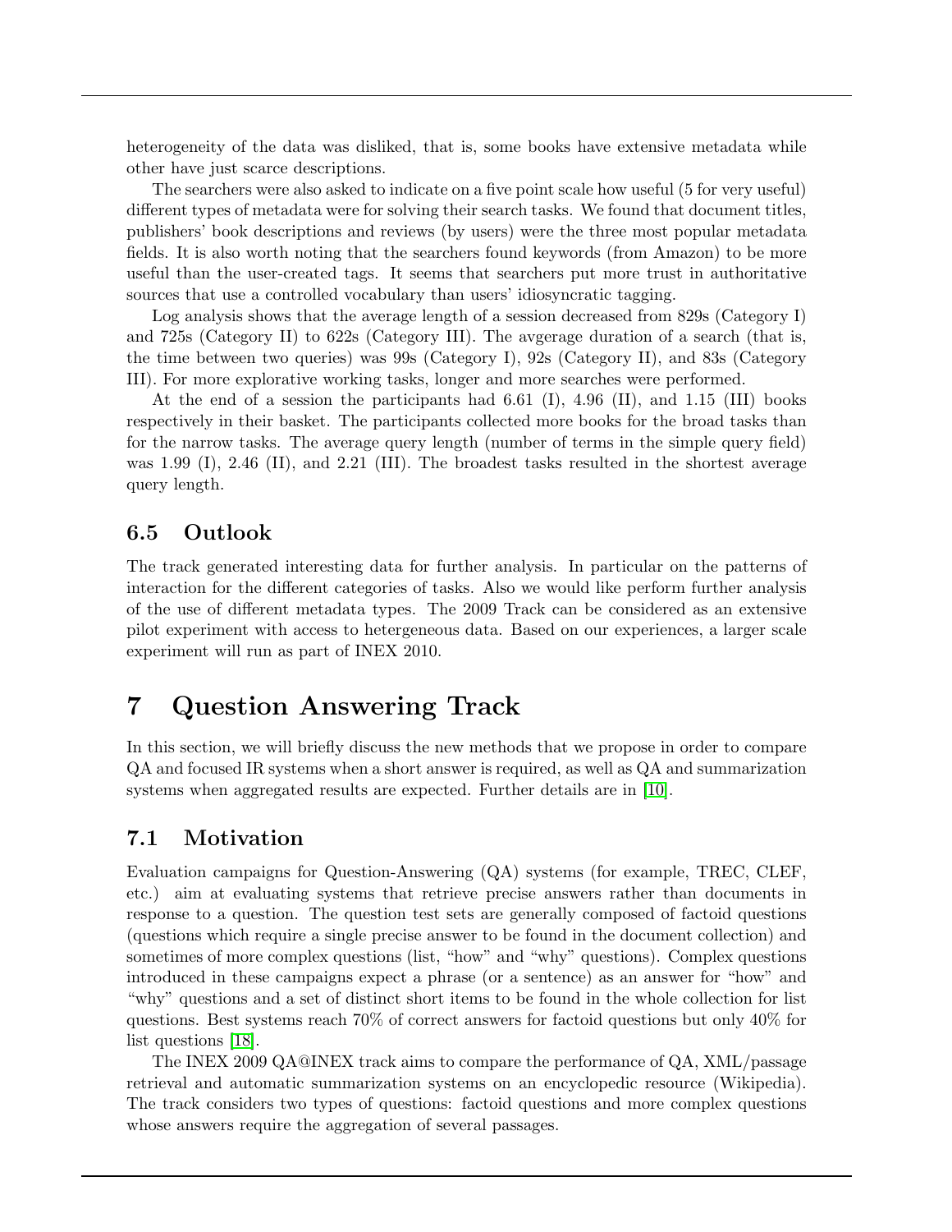heterogeneity of the data was disliked, that is, some books have extensive metadata while other have just scarce descriptions.

The searchers were also asked to indicate on a five point scale how useful (5 for very useful) different types of metadata were for solving their search tasks. We found that document titles, publishers' book descriptions and reviews (by users) were the three most popular metadata fields. It is also worth noting that the searchers found keywords (from Amazon) to be more useful than the user-created tags. It seems that searchers put more trust in authoritative sources that use a controlled vocabulary than users' idiosyncratic tagging.

Log analysis shows that the average length of a session decreased from 829s (Category I) and 725s (Category II) to 622s (Category III). The avgerage duration of a search (that is, the time between two queries) was 99s (Category I), 92s (Category II), and 83s (Category III). For more explorative working tasks, longer and more searches were performed.

At the end of a session the participants had 6.61 (I), 4.96 (II), and 1.15 (III) books respectively in their basket. The participants collected more books for the broad tasks than for the narrow tasks. The average query length (number of terms in the simple query field) was 1.99 (I), 2.46 (II), and 2.21 (III). The broadest tasks resulted in the shortest average query length.

## 6.5 Outlook

The track generated interesting data for further analysis. In particular on the patterns of interaction for the different categories of tasks. Also we would like perform further analysis of the use of different metadata types. The 2009 Track can be considered as an extensive pilot experiment with access to hetergeneous data. Based on our experiences, a larger scale experiment will run as part of INEX 2010.

# 7 Question Answering Track

In this section, we will briefly discuss the new methods that we propose in order to compare QA and focused IR systems when a short answer is required, as well as QA and summarization systems when aggregated results are expected. Further details are in [10].

## 7.1 Motivation

Evaluation campaigns for Question-Answering (QA) systems (for example, TREC, CLEF, etc.) aim at evaluating systems that retrieve precise answers rather than documents in response to a question. The question test sets are generally composed of factoid questions (questions which require a single precise answer to be found in the document collection) and sometimes of more complex questions (list, "how" and "why" questions). Complex questions introduced in these campaigns expect a phrase (or a sentence) as an answer for "how" and "why" questions and a set of distinct short items to be found in the whole collection for list questions. Best systems reach 70% of correct answers for factoid questions but only 40% for list questions [18].

The INEX 2009 QA@INEX track aims to compare the performance of QA, XML/passage retrieval and automatic summarization systems on an encyclopedic resource (Wikipedia). The track considers two types of questions: factoid questions and more complex questions whose answers require the aggregation of several passages.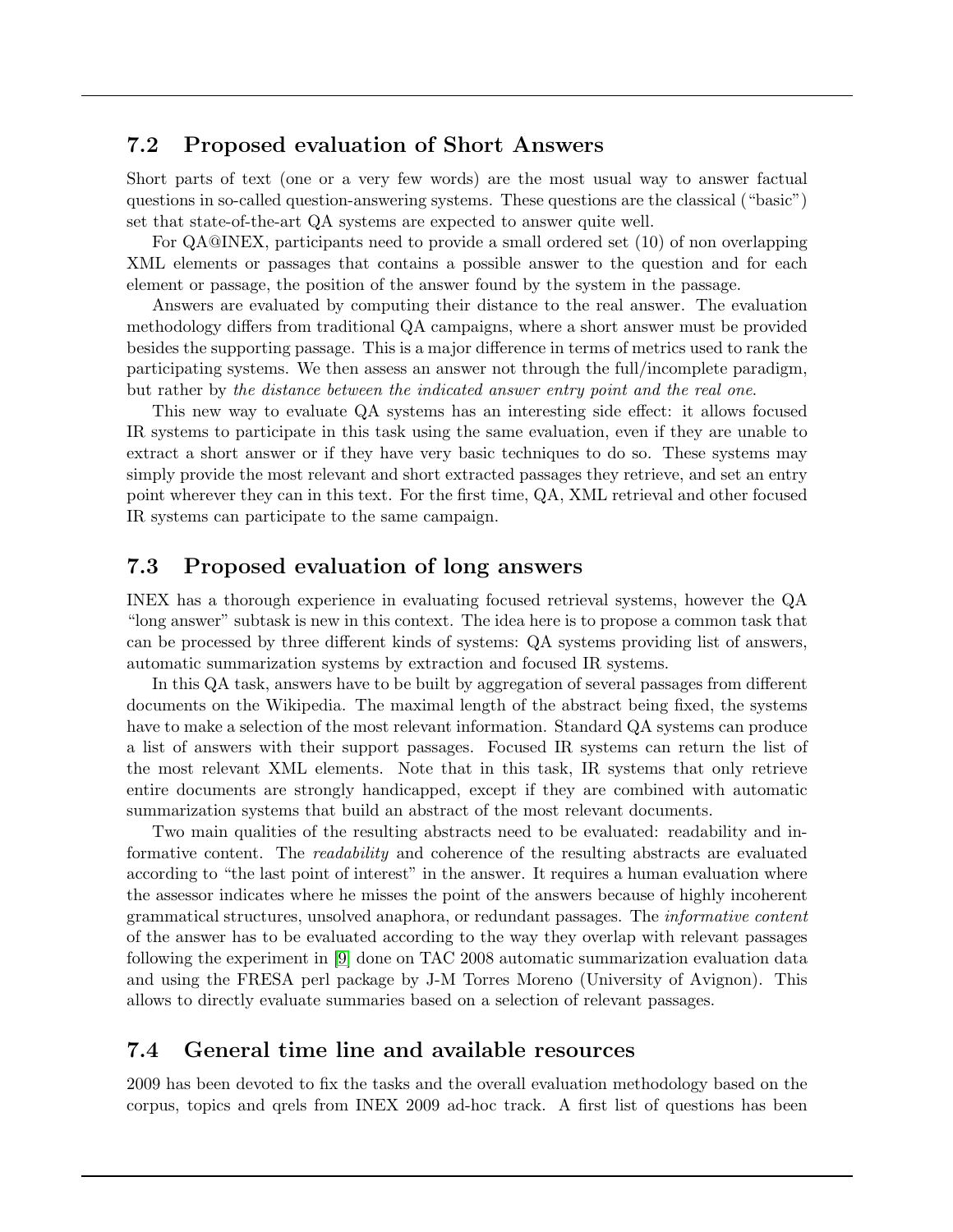## 7.2 Proposed evaluation of Short Answers

Short parts of text (one or a very few words) are the most usual way to answer factual questions in so-called question-answering systems. These questions are the classical ("basic") set that state-of-the-art QA systems are expected to answer quite well.

For QA@INEX, participants need to provide a small ordered set (10) of non overlapping XML elements or passages that contains a possible answer to the question and for each element or passage, the position of the answer found by the system in the passage.

Answers are evaluated by computing their distance to the real answer. The evaluation methodology differs from traditional QA campaigns, where a short answer must be provided besides the supporting passage. This is a major difference in terms of metrics used to rank the participating systems. We then assess an answer not through the full/incomplete paradigm, but rather by *the distance between the indicated answer entry point and the real one*.

This new way to evaluate QA systems has an interesting side effect: it allows focused IR systems to participate in this task using the same evaluation, even if they are unable to extract a short answer or if they have very basic techniques to do so. These systems may simply provide the most relevant and short extracted passages they retrieve, and set an entry point wherever they can in this text. For the first time, QA, XML retrieval and other focused IR systems can participate to the same campaign.

## 7.3 Proposed evaluation of long answers

INEX has a thorough experience in evaluating focused retrieval systems, however the QA "long answer" subtask is new in this context. The idea here is to propose a common task that can be processed by three different kinds of systems: QA systems providing list of answers, automatic summarization systems by extraction and focused IR systems.

In this QA task, answers have to be built by aggregation of several passages from different documents on the Wikipedia. The maximal length of the abstract being fixed, the systems have to make a selection of the most relevant information. Standard QA systems can produce a list of answers with their support passages. Focused IR systems can return the list of the most relevant XML elements. Note that in this task, IR systems that only retrieve entire documents are strongly handicapped, except if they are combined with automatic summarization systems that build an abstract of the most relevant documents.

Two main qualities of the resulting abstracts need to be evaluated: readability and informative content. The *readability* and coherence of the resulting abstracts are evaluated according to "the last point of interest" in the answer. It requires a human evaluation where the assessor indicates where he misses the point of the answers because of highly incoherent grammatical structures, unsolved anaphora, or redundant passages. The *informative content* of the answer has to be evaluated according to the way they overlap with relevant passages following the experiment in [9] done on TAC 2008 automatic summarization evaluation data and using the FRESA perl package by J-M Torres Moreno (University of Avignon). This allows to directly evaluate summaries based on a selection of relevant passages.

## 7.4 General time line and available resources

2009 has been devoted to fix the tasks and the overall evaluation methodology based on the corpus, topics and qrels from INEX 2009 ad-hoc track. A first list of questions has been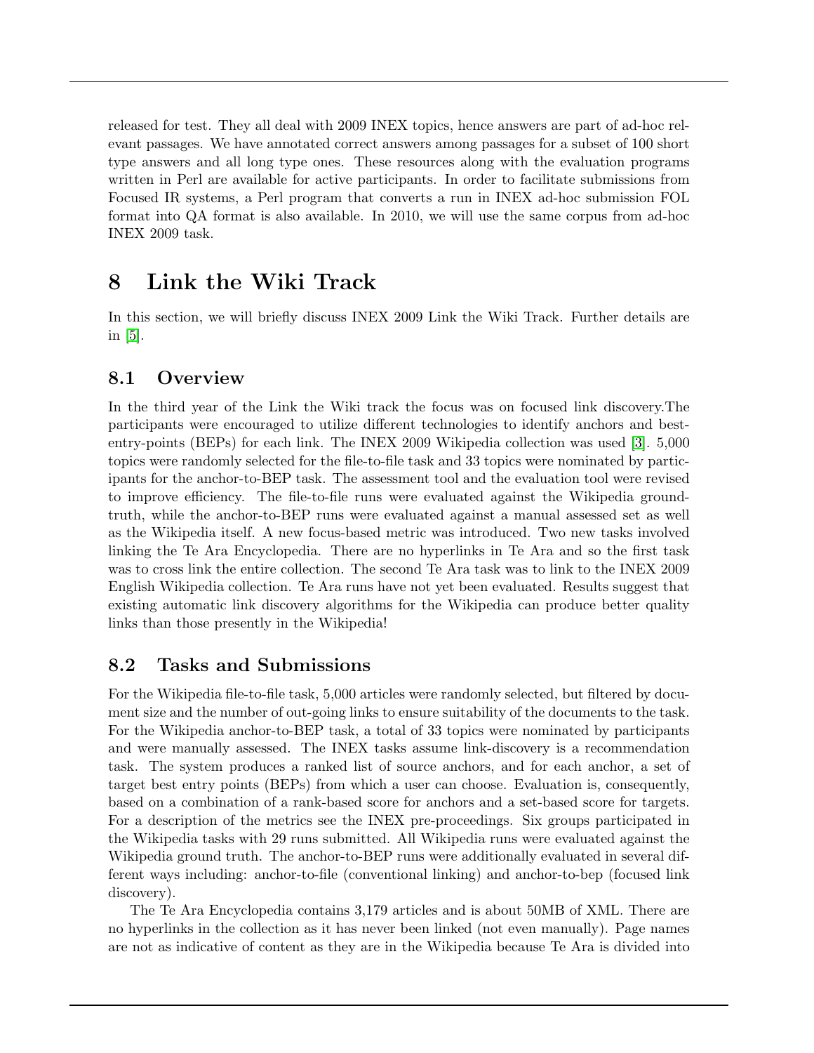released for test. They all deal with 2009 INEX topics, hence answers are part of ad-hoc relevant passages. We have annotated correct answers among passages for a subset of 100 short type answers and all long type ones. These resources along with the evaluation programs written in Perl are available for active participants. In order to facilitate submissions from Focused IR systems, a Perl program that converts a run in INEX ad-hoc submission FOL format into QA format is also available. In 2010, we will use the same corpus from ad-hoc INEX 2009 task.

# 8 Link the Wiki Track

In this section, we will briefly discuss INEX 2009 Link the Wiki Track. Further details are in [5].

## 8.1 Overview

In the third year of the Link the Wiki track the focus was on focused link discovery.The participants were encouraged to utilize different technologies to identify anchors and best-entry-points (BEPs) for each link. The INEX 2009 Wikipedia collection was used [3]. 5,000 topics were randomly selected for the file-to-file task and 33 topics were nominated by participants for the anchor-to-BEP task. The assessment tool and the evaluation tool were revised to improve efficiency. The file-to-file runs were evaluated against the Wikipedia ground-truth, while the anchor-to-BEP runs were evaluated against a manual assessed set as well as the Wikipedia itself. A new focus-based metric was introduced. Two new tasks involved linking the Te Ara Encyclopedia. There are no hyperlinks in Te Ara and so the first task was to cross link the entire collection. The second Te Ara task was to link to the INEX 2009 English Wikipedia collection. Te Ara runs have not yet been evaluated. Results suggest that existing automatic link discovery algorithms for the Wikipedia can produce better quality links than those presently in the Wikipedia!

## 8.2 Tasks and Submissions

For the Wikipedia file-to-file task, 5,000 articles were randomly selected, but filtered by document size and the number of out-going links to ensure suitability of the documents to the task. For the Wikipedia anchor-to-BEP task, a total of 33 topics were nominated by participants and were manually assessed. The INEX tasks assume link-discovery is a recommendation task. The system produces a ranked list of source anchors, and for each anchor, a set of target best entry points (BEPs) from which a user can choose. Evaluation is, consequently, based on a combination of a rank-based score for anchors and a set-based score for targets. For a description of the metrics see the INEX pre-proceedings. Six groups participated in the Wikipedia tasks with 29 runs submitted. All Wikipedia runs were evaluated against the Wikipedia ground truth. The anchor-to-BEP runs were additionally evaluated in several different ways including: anchor-to-file (conventional linking) and anchor-to-bep (focused link discovery).

The Te Ara Encyclopedia contains 3,179 articles and is about 50MB of XML. There are no hyperlinks in the collection as it has never been linked (not even manually). Page names are not as indicative of content as they are in the Wikipedia because Te Ara is divided into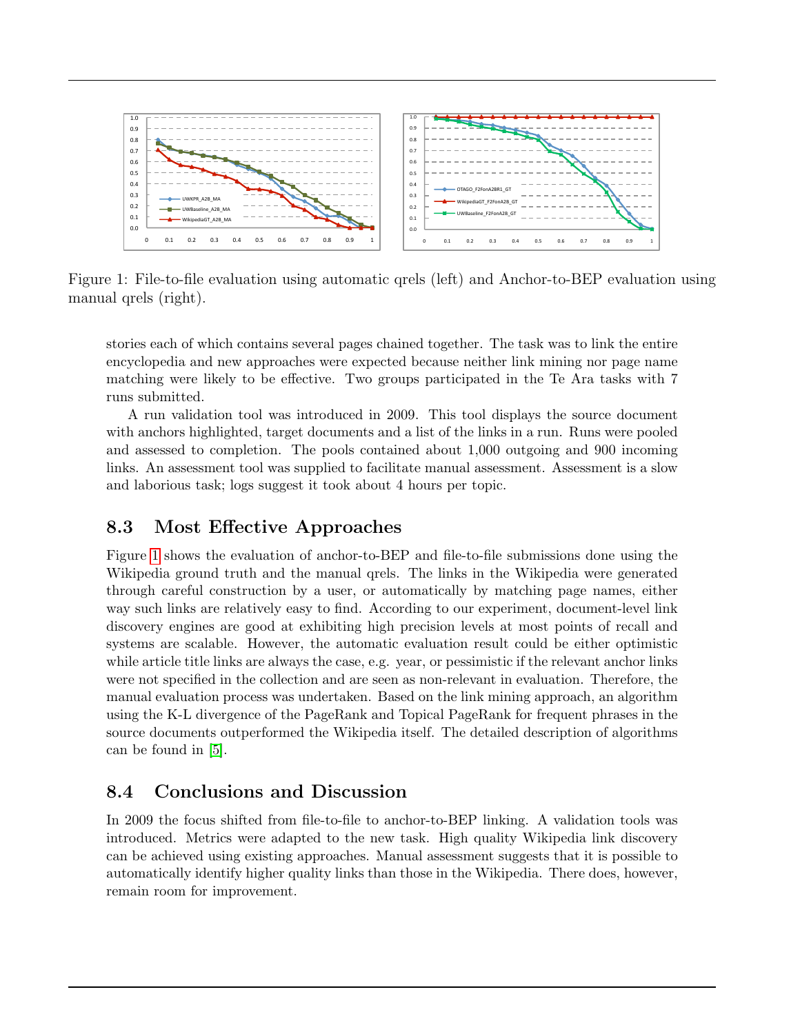Figure 1: File-to-file evaluation using automatic qrels (left) and Anchor-to-BEP evaluation using manual qrels (right).

stories each of which contains several pages chained together. The task was to link the entire encyclopedia and new approaches were expected because neither link mining nor page name matching were likely to be effective. Two groups participated in the Te Ara tasks with 7 runs submitted.

A run validation tool was introduced in 2009. This tool displays the source document with anchors highlighted, target documents and a list of the links in a run. Runs were pooled and assessed to completion. The pools contained about 1,000 outgoing and 900 incoming links. An assessment tool was supplied to facilitate manual assessment. Assessment is a slow and laborious task; logs suggest it took about 4 hours per topic.

## 8.3 Most Effective Approaches

Figure 1 shows the evaluation of anchor-to-BEP and file-to-file submissions done using the Wikipedia ground truth and the manual qrels. The links in the Wikipedia were generated through careful construction by a user, or automatically by matching page names, either way such links are relatively easy to find. According to our experiment, document-level link discovery engines are good at exhibiting high precision levels at most points of recall and systems are scalable. However, the automatic evaluation result could be either optimistic while article title links are always the case, e.g. year, or pessimistic if the relevant anchor links were not specified in the collection and are seen as non-relevant in evaluation. Therefore, the manual evaluation process was undertaken. Based on the link mining approach, an algorithm using the K-L divergence of the PageRank and Topical PageRank for frequent phrases in the source documents outperformed the Wikipedia itself. The detailed description of algorithms can be found in [5].

## 8.4 Conclusions and Discussion

In 2009 the focus shifted from file-to-file to anchor-to-BEP linking. A validation tools was introduced. Metrics were adapted to the new task. High quality Wikipedia link discovery can be achieved using existing approaches. Manual assessment suggests that it is possible to automatically identify higher quality links than those in the Wikipedia. There does, however, remain room for improvement.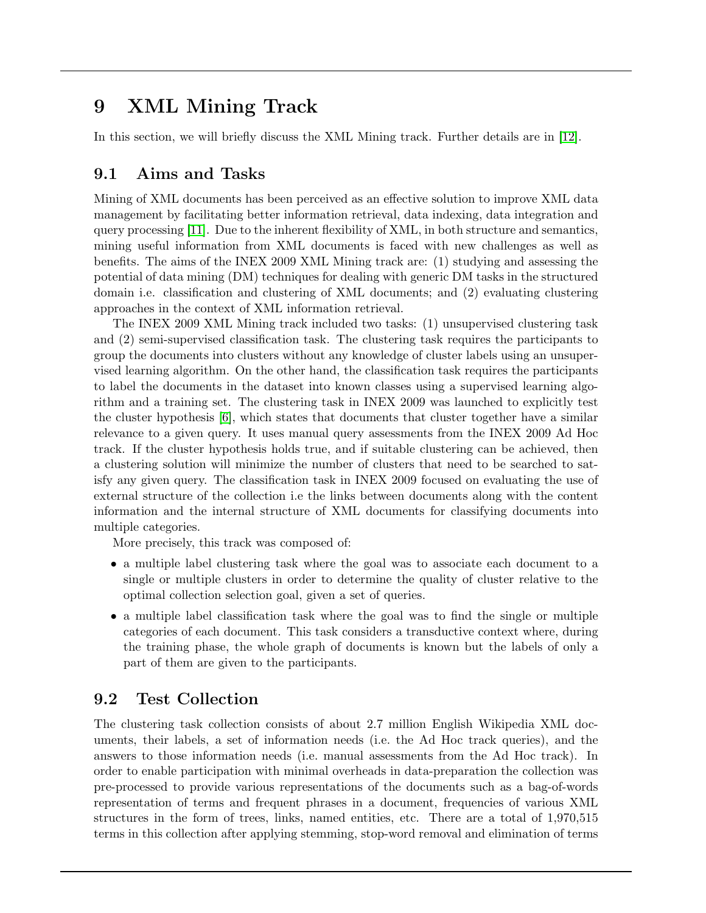# 9 XML Mining Track

In this section, we will briefly discuss the XML Mining track. Further details are in [12].

## 9.1 Aims and Tasks

Mining of XML documents has been perceived as an effective solution to improve XML data management by facilitating better information retrieval, data indexing, data integration and query processing [11]. Due to the inherent flexibility of XML, in both structure and semantics, mining useful information from XML documents is faced with new challenges as well as benefits. The aims of the INEX 2009 XML Mining track are: (1) studying and assessing the potential of data mining (DM) techniques for dealing with generic DM tasks in the structured domain i.e. classification and clustering of XML documents; and (2) evaluating clustering approaches in the context of XML information retrieval.

The INEX 2009 XML Mining track included two tasks: (1) unsupervised clustering task and (2) semi-supervised classification task. The clustering task requires the participants to group the documents into clusters without any knowledge of cluster labels using an unsupervised learning algorithm. On the other hand, the classification task requires the participants to label the documents in the dataset into known classes using a supervised learning algorithm and a training set. The clustering task in INEX 2009 was launched to explicitly test the cluster hypothesis [6], which states that documents that cluster together have a similar relevance to a given query. It uses manual query assessments from the INEX 2009 Ad Hoc track. If the cluster hypothesis holds true, and if suitable clustering can be achieved, then a clustering solution will minimize the number of clusters that need to be searched to satisfy any given query. The classification task in INEX 2009 focused on evaluating the use of external structure of the collection i.e the links between documents along with the content information and the internal structure of XML documents for classifying documents into multiple categories.

More precisely, this track was composed of:

- a multiple label clustering task where the goal was to associate each document to a single or multiple clusters in order to determine the quality of cluster relative to the optimal collection selection goal, given a set of queries.
- a multiple label classification task where the goal was to find the single or multiple categories of each document. This task considers a transductive context where, during the training phase, the whole graph of documents is known but the labels of only a part of them are given to the participants.

## 9.2 Test Collection

The clustering task collection consists of about 2.7 million English Wikipedia XML documents, their labels, a set of information needs (i.e. the Ad Hoc track queries), and the answers to those information needs (i.e. manual assessments from the Ad Hoc track). In order to enable participation with minimal overheads in data-preparation the collection was pre-processed to provide various representations of the documents such as a bag-of-words representation of terms and frequent phrases in a document, frequencies of various XML structures in the form of trees, links, named entities, etc. There are a total of 1,970,515 terms in this collection after applying stemming, stop-word removal and elimination of terms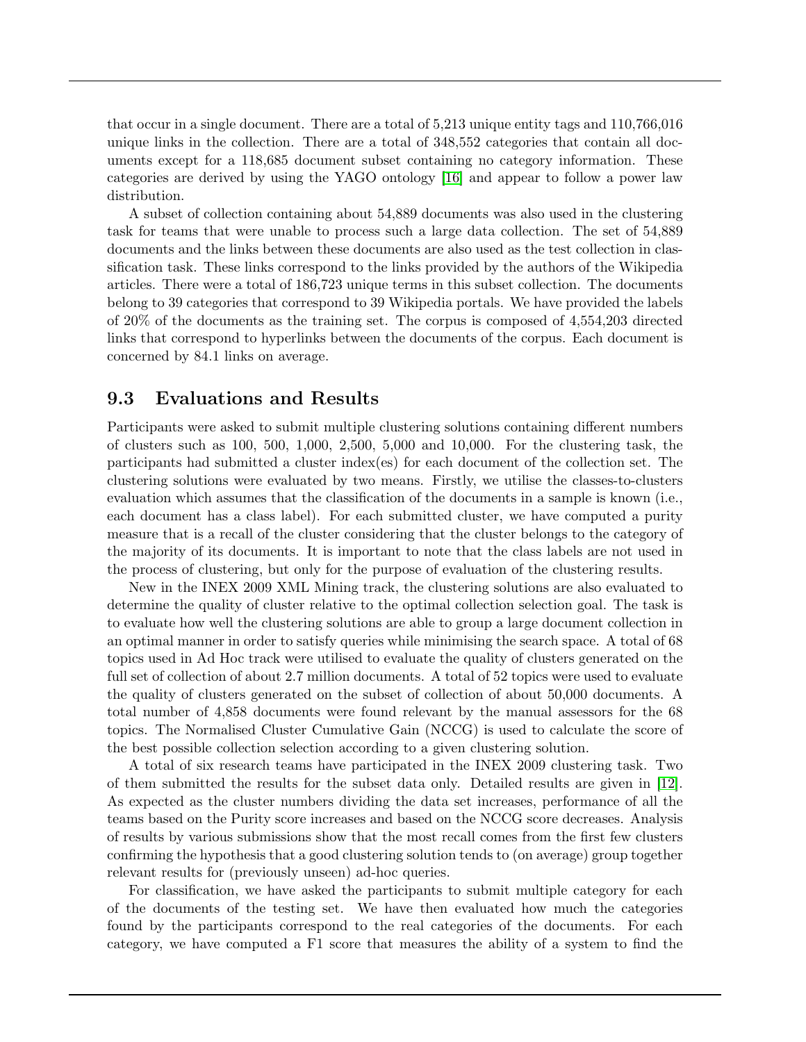that occur in a single document. There are a total of 5,213 unique entity tags and 110,766,016 unique links in the collection. There are a total of 348,552 categories that contain all documents except for a 118,685 document subset containing no category information. These categories are derived by using the YAGO ontology [16] and appear to follow a power law distribution.

A subset of collection containing about 54,889 documents was also used in the clustering task for teams that were unable to process such a large data collection. The set of 54,889 documents and the links between these documents are also used as the test collection in classification task. These links correspond to the links provided by the authors of the Wikipedia articles. There were a total of 186,723 unique terms in this subset collection. The documents belong to 39 categories that correspond to 39 Wikipedia portals. We have provided the labels of 20% of the documents as the training set. The corpus is composed of 4,554,203 directed links that correspond to hyperlinks between the documents of the corpus. Each document is concerned by 84.1 links on average.

## 9.3 Evaluations and Results

Participants were asked to submit multiple clustering solutions containing different numbers of clusters such as 100, 500, 1,000, 2,500, 5,000 and 10,000. For the clustering task, the participants had submitted a cluster index(es) for each document of the collection set. The clustering solutions were evaluated by two means. Firstly, we utilise the classes-to-clusters evaluation which assumes that the classification of the documents in a sample is known (i.e., each document has a class label). For each submitted cluster, we have computed a purity measure that is a recall of the cluster considering that the cluster belongs to the category of the majority of its documents. It is important to note that the class labels are not used in the process of clustering, but only for the purpose of evaluation of the clustering results.

New in the INEX 2009 XML Mining track, the clustering solutions are also evaluated to determine the quality of cluster relative to the optimal collection selection goal. The task is to evaluate how well the clustering solutions are able to group a large document collection in an optimal manner in order to satisfy queries while minimising the search space. A total of 68 topics used in Ad Hoc track were utilised to evaluate the quality of clusters generated on the full set of collection of about 2.7 million documents. A total of 52 topics were used to evaluate the quality of clusters generated on the subset of collection of about 50,000 documents. A total number of 4,858 documents were found relevant by the manual assessors for the 68 topics. The Normalised Cluster Cumulative Gain (NCCG) is used to calculate the score of the best possible collection selection according to a given clustering solution.

A total of six research teams have participated in the INEX 2009 clustering task. Two of them submitted the results for the subset data only. Detailed results are given in [12]. As expected as the cluster numbers dividing the data set increases, performance of all the teams based on the Purity score increases and based on the NCCG score decreases. Analysis of results by various submissions show that the most recall comes from the first few clusters confirming the hypothesis that a good clustering solution tends to (on average) group together relevant results for (previously unseen) ad-hoc queries.

For classification, we have asked the participants to submit multiple category for each of the documents of the testing set. We have then evaluated how much the categories found by the participants correspond to the real categories of the documents. For each category, we have computed a F1 score that measures the ability of a system to find the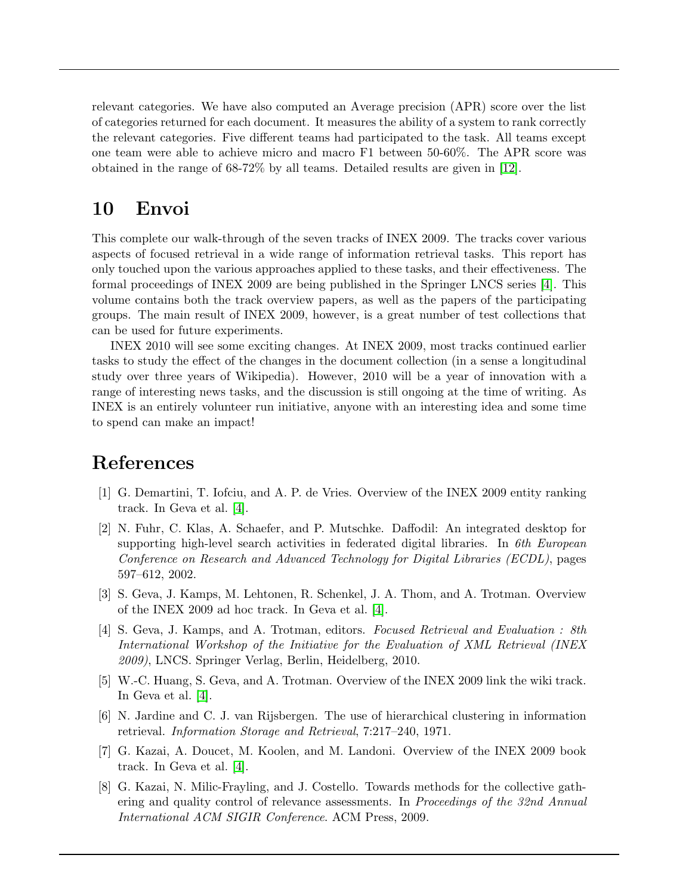relevant categories. We have also computed an Average precision (APR) score over the list of categories returned for each document. It measures the ability of a system to rank correctly the relevant categories. Five different teams had participated to the task. All teams except one team were able to achieve micro and macro F1 between 50-60%. The APR score was obtained in the range of 68-72% by all teams. Detailed results are given in [12].

## 10 Envoi

This complete our walk-through of the seven tracks of INEX 2009. The tracks cover various aspects of focused retrieval in a wide range of information retrieval tasks. This report has only touched upon the various approaches applied to these tasks, and their effectiveness. The formal proceedings of INEX 2009 are being published in the Springer LNCS series [4]. This volume contains both the track overview papers, as well as the papers of the participating groups. The main result of INEX 2009, however, is a great number of test collections that can be used for future experiments.

INEX 2010 will see some exciting changes. At INEX 2009, most tracks continued earlier tasks to study the effect of the changes in the document collection (in a sense a longitudinal study over three years of Wikipedia). However, 2010 will be a year of innovation with a range of interesting news tasks, and the discussion is still ongoing at the time of writing. As INEX is an entirely volunteer run initiative, anyone with an interesting idea and some time to spend can make an impact!

## References

[1] G. Demartini, T. Iofciu, and A. P. de Vries. Overview of the INEX 2009 entity ranking track. In Geva et al. [4].

[2] N. Fuhr, C. Klas, A. Schaefer, and P. Mutschke. Daffodil: An integrated desktop for supporting high-level search activities in federated digital libraries. In *6th European Conference on Research and Advanced Technology for Digital Libraries (ECDL)*, pages 597–612, 2002.

[3] S. Geva, J. Kamps, M. Lehtonen, R. Schenkel, J. A. Thom, and A. Trotman. Overview of the INEX 2009 ad hoc track. In Geva et al. [4].

[4] S. Geva, J. Kamps, and A. Trotman, editors. *Focused Retrieval and Evaluation : 8th International Workshop of the Initiative for the Evaluation of XML Retrieval (INEX 2009)*, LNCS. Springer Verlag, Berlin, Heidelberg, 2010.

[5] W.-C. Huang, S. Geva, and A. Trotman. Overview of the INEX 2009 link the wiki track. In Geva et al. [4].

[6] N. Jardine and C. J. van Rijsbergen. The use of hierarchical clustering in information retrieval. *Information Storage and Retrieval*, 7:217–240, 1971.

[7] G. Kazai, A. Doucet, M. Koolen, and M. Landoni. Overview of the INEX 2009 book track. In Geva et al. [4].

[8] G. Kazai, N. Milic-Frayling, and J. Costello. Towards methods for the collective gathering and quality control of relevance assessments. In *Proceedings of the 32nd Annual International ACM SIGIR Conference*. ACM Press, 2009.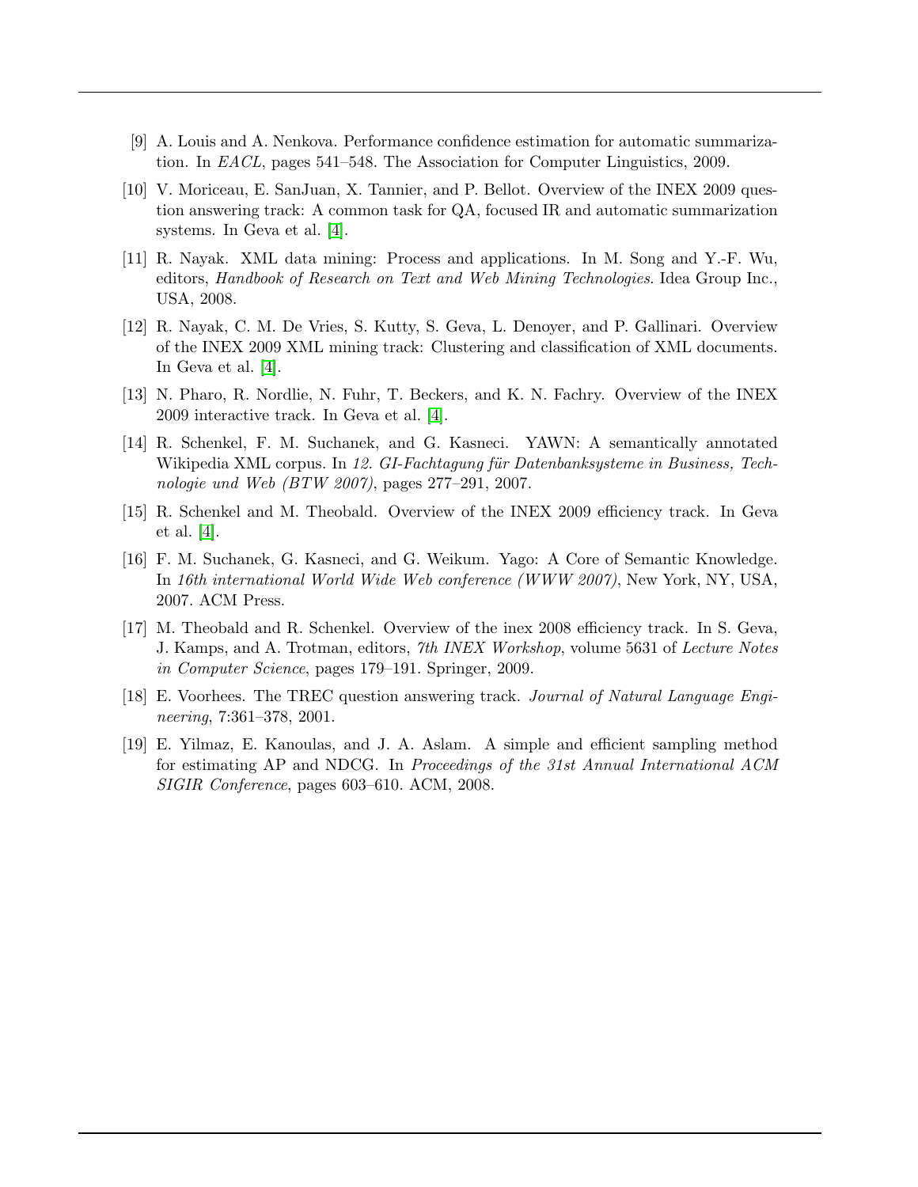[9] A. Louis and A. Nenkova. Performance confidence estimation for automatic summarization. In *EACL*, pages 541–548. The Association for Computer Linguistics, 2009.

[10] V. Moriceau, E. SanJuan, X. Tannier, and P. Bellot. Overview of the INEX 2009 question answering track: A common task for QA, focused IR and automatic summarization systems. In Geva et al. [4].

[11] R. Nayak. XML data mining: Process and applications. In M. Song and Y.-F. Wu, editors, *Handbook of Research on Text and Web Mining Technologies*. Idea Group Inc., USA, 2008.

[12] R. Nayak, C. M. De Vries, S. Kutty, S. Geva, L. Denoyer, and P. Gallinari. Overview of the INEX 2009 XML mining track: Clustering and classification of XML documents. In Geva et al. [4].

[13] N. Pharo, R. Nordlie, N. Fuhr, T. Beckers, and K. N. Fachry. Overview of the INEX 2009 interactive track. In Geva et al. [4].

[14] R. Schenkel, F. M. Suchanek, and G. Kasneci. YAWN: A semantically annotated Wikipedia XML corpus. In *12. GI-Fachtagung für Datenbanksysteme in Business, Technologie und Web (BTW 2007)*, pages 277–291, 2007.

[15] R. Schenkel and M. Theobald. Overview of the INEX 2009 efficiency track. In Geva et al. [4].

[16] F. M. Suchanek, G. Kasneci, and G. Weikum. Yago: A Core of Semantic Knowledge. In *16th international World Wide Web conference (WWW 2007)*, New York, NY, USA, 2007. ACM Press.

[17] M. Theobald and R. Schenkel. Overview of the inex 2008 efficiency track. In S. Geva, J. Kamps, and A. Trotman, editors, *7th INEX Workshop*, volume 5631 of *Lecture Notes in Computer Science*, pages 179–191. Springer, 2009.

[18] E. Voorhees. The TREC question answering track. *Journal of Natural Language Engineering*, 7:361–378, 2001.

[19] E. Yilmaz, E. Kanoulas, and J. A. Aslam. A simple and efficient sampling method for estimating AP and NDCG. In *Proceedings of the 31st Annual International ACM SIGIR Conference*, pages 603–610. ACM, 2008.